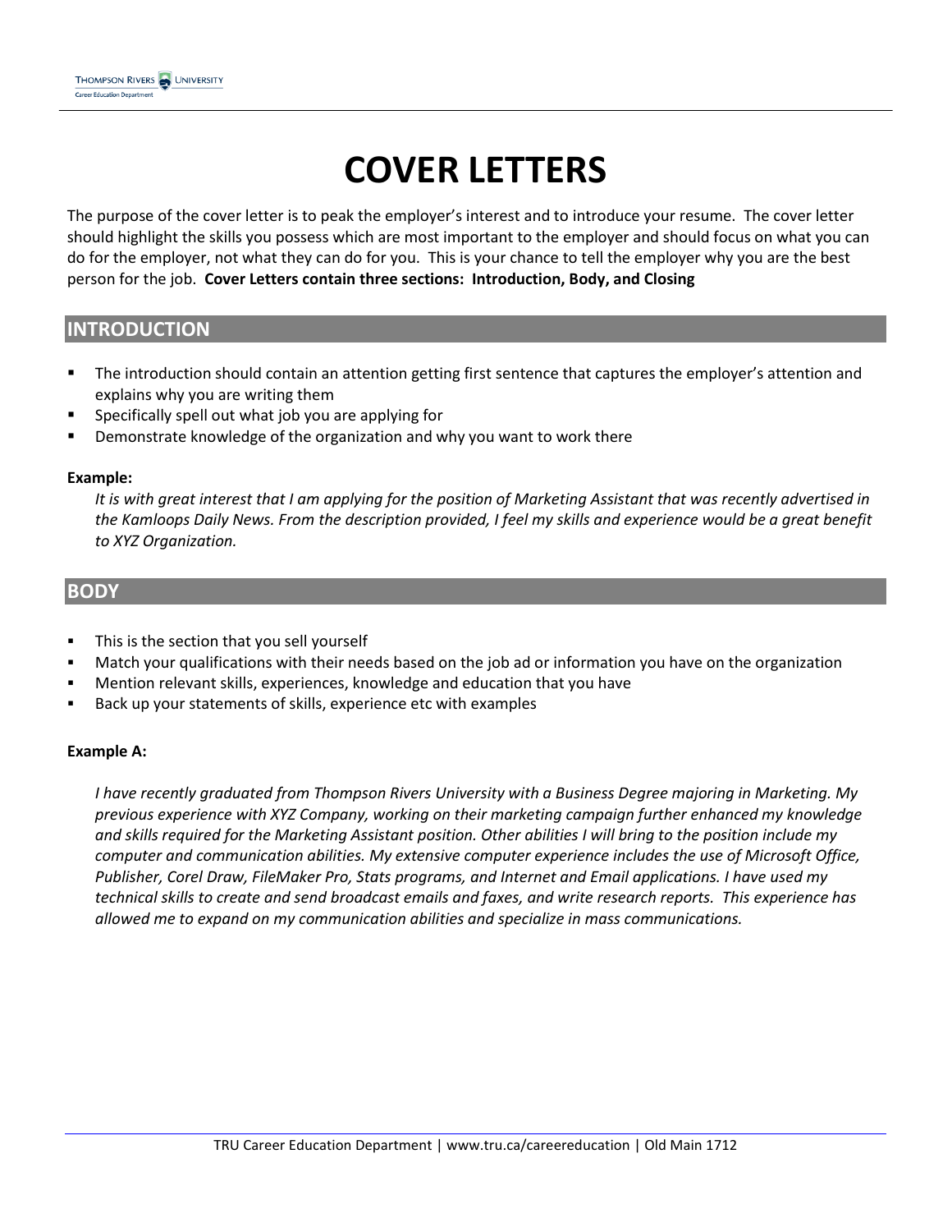# COVER LETTERS

The purpose of the cover letter is to peak the employer's interest and to introduce your resume. The cover letter should highlight the skills you possess which are most important to the employer and should focus on what you can do for the employer, not what they can do for you. This is your chance to tell the employer why you are the best person for the job. **Cover Letters contain three sections: Introduction, Body, and Closing**

## INTRODUCTION

- The introduction should contain an attention getting first sentence that captures the employer's attention and explains why you are writing them
- Specifically spell out what job you are applying for
- Demonstrate knowledge of the organization and why you want to work there

**Example:**

*It is with great interest that I am applying for the position of Marketing Assistant that was recently advertised in the Kamloops Daily News. From the description provided, I feel my skills and experience would be a great benefit to XYZ Organization.*

## BODY

- This is the section that you sell yourself
- Match your qualifications with their needs based on the job ad or information you have on the organization
- Mention relevant skills, experiences, knowledge and education that you have
- Back up your statements of skills, experience etc with examples

**Example A:**

*I have recently graduated from Thompson Rivers University with a Business Degree majoring in Marketing. My previous experience with XYZ Company, working on their marketing campaign further enhanced my knowledge and skills required for the Marketing Assistant position. Other abilities I will bring to the position include my computer and communication abilities. My extensive computer experience includes the use of Microsoft Office, Publisher, Corel Draw, FileMaker Pro, Stats programs, and Internet and Email applications. I have used my technical skills to create and send broadcast emails and faxes, and write research reports. This experience has allowed me to expand on my communication abilities and specialize in mass communications.*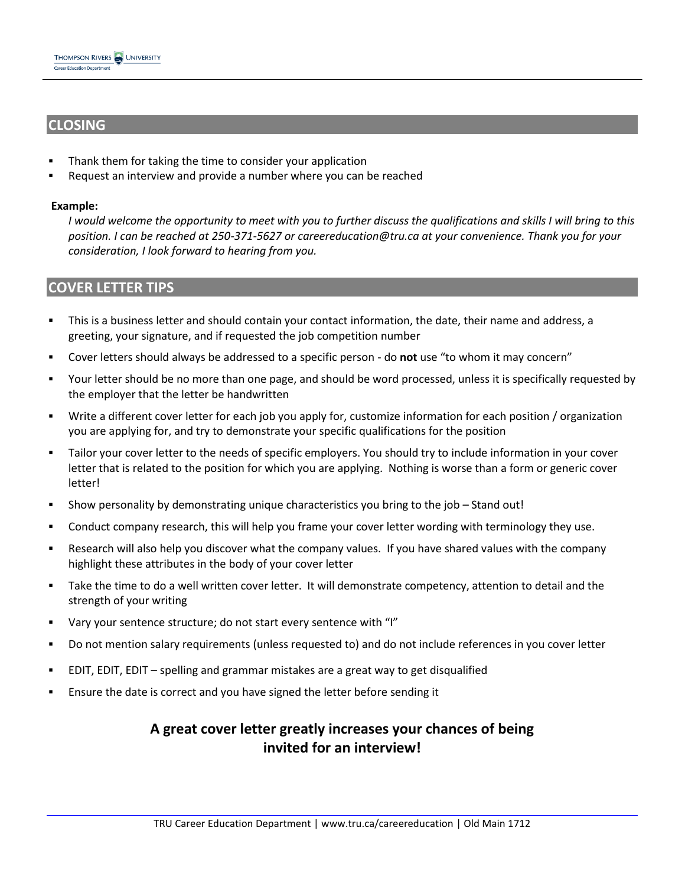## CLOSING

- Thank them for taking the time to consider your application
- Request an interview and provide a number where you can be reached

**Example:**

*I would welcome the opportunity to meet with you to further discuss the qualifications and skills I will bring to this position. I can be reached at 250-371-5627 or careereducation@tru.ca at your convenience. Thank you for your consideration, I look forward to hearing from you.*

## COVER LETTER TIPS

- This is a business letter and should contain your contact information, the date, their name and address, a greeting, your signature, and if requested the job competition number
- Cover letters should always be addressed to a specific person - do **not** use "to whom it may concern"
- Your letter should be no more than one page, and should be word processed, unless it is specifically requested by the employer that the letter be handwritten
- Write a different cover letter for each job you apply for, customize information for each position / organization you are applying for, and try to demonstrate your specific qualifications for the position
- Tailor your cover letter to the needs of specific employers. You should try to include information in your cover letter that is related to the position for which you are applying. Nothing is worse than a form or generic cover letter!
- Show personality by demonstrating unique characteristics you bring to the job – Stand out!
- Conduct company research, this will help you frame your cover letter wording with terminology they use.
- Research will also help you discover what the company values. If you have shared values with the company highlight these attributes in the body of your cover letter
- Take the time to do a well written cover letter. It will demonstrate competency, attention to detail and the strength of your writing
- Vary your sentence structure; do not start every sentence with "I"
- Do not mention salary requirements (unless requested to) and do not include references in you cover letter
- EDIT, EDIT, EDIT – spelling and grammar mistakes are a great way to get disqualified
- Ensure the date is correct and you have signed the letter before sending it

**A great cover letter greatly increases your chances of being invited for an interview!**